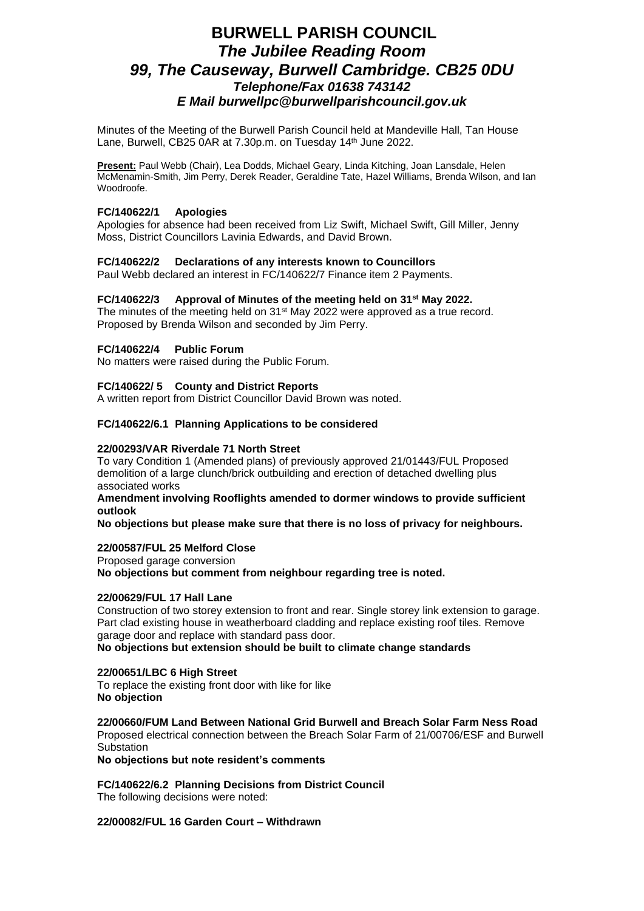# BURWELL PARISH COUNCIL

## *The Jubilee Reading Room*
## *99, The Causeway, Burwell Cambridge. CB25 0DU*
### *Telephone/Fax 01638 743142*
### *E Mail burwellpc@burwellparishcouncil.gov.uk*

Minutes of the Meeting of the Burwell Parish Council held at Mandeville Hall, Tan House Lane, Burwell, CB25 0AR at 7.30p.m. on Tuesday 14th June 2022.

**Present:** Paul Webb (Chair), Lea Dodds, Michael Geary, Linda Kitching, Joan Lansdale, Helen McMenamin-Smith, Jim Perry, Derek Reader, Geraldine Tate, Hazel Williams, Brenda Wilson, and Ian Woodroofe.

**FC/140622/1 Apologies**

Apologies for absence had been received from Liz Swift, Michael Swift, Gill Miller, Jenny Moss, District Councillors Lavinia Edwards, and David Brown.

**FC/140622/2 Declarations of any interests known to Councillors**

Paul Webb declared an interest in FC/140622/7 Finance item 2 Payments.

**FC/140622/3 Approval of Minutes of the meeting held on 31st May 2022.**

The minutes of the meeting held on 31st May 2022 were approved as a true record. Proposed by Brenda Wilson and seconded by Jim Perry.

**FC/140622/4 Public Forum**

No matters were raised during the Public Forum.

**FC/140622/ 5 County and District Reports**

A written report from District Councillor David Brown was noted.

**FC/140622/6.1 Planning Applications to be considered**

**22/00293/VAR Riverdale 71 North Street**

To vary Condition 1 (Amended plans) of previously approved 21/01443/FUL Proposed demolition of a large clunch/brick outbuilding and erection of detached dwelling plus associated works

**Amendment involving Rooflights amended to dormer windows to provide sufficient outlook**

**No objections but please make sure that there is no loss of privacy for neighbours.**

**22/00587/FUL 25 Melford Close**

Proposed garage conversion

**No objections but comment from neighbour regarding tree is noted.**

**22/00629/FUL 17 Hall Lane**

Construction of two storey extension to front and rear. Single storey link extension to garage. Part clad existing house in weatherboard cladding and replace existing roof tiles. Remove garage door and replace with standard pass door.

**No objections but extension should be built to climate change standards**

**22/00651/LBC 6 High Street**

To replace the existing front door with like for like

**No objection**

**22/00660/FUM Land Between National Grid Burwell and Breach Solar Farm Ness Road**

Proposed electrical connection between the Breach Solar Farm of 21/00706/ESF and Burwell Substation

**No objections but note resident's comments**

**FC/140622/6.2 Planning Decisions from District Council**

The following decisions were noted:

**22/00082/FUL 16 Garden Court – Withdrawn**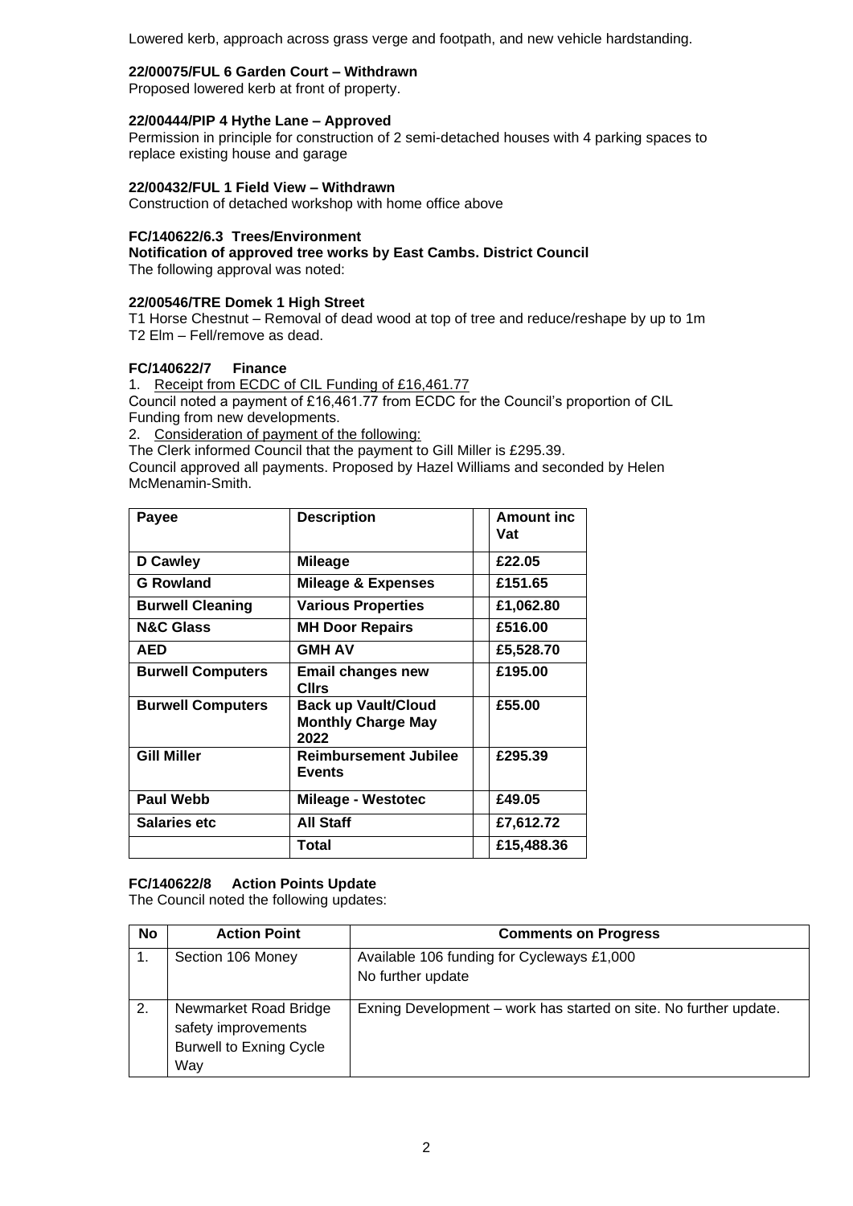Lowered kerb, approach across grass verge and footpath, and new vehicle hardstanding.

**22/00075/FUL 6 Garden Court – Withdrawn**
Proposed lowered kerb at front of property.

**22/00444/PIP 4 Hythe Lane – Approved**
Permission in principle for construction of 2 semi-detached houses with 4 parking spaces to replace existing house and garage

**22/00432/FUL 1 Field View – Withdrawn**
Construction of detached workshop with home office above

**FC/140622/6.3 Trees/Environment**
**Notification of approved tree works by East Cambs. District Council**
The following approval was noted:

**22/00546/TRE Domek 1 High Street**
T1 Horse Chestnut – Removal of dead wood at top of tree and reduce/reshape by up to 1m
T2 Elm – Fell/remove as dead.

**FC/140622/7 Finance**

1. Receipt from ECDC of CIL Funding of £16,461.77

Council noted a payment of £16,461.77 from ECDC for the Council's proportion of CIL Funding from new developments.

2. Consideration of payment of the following:

The Clerk informed Council that the payment to Gill Miller is £295.39.
Council approved all payments. Proposed by Hazel Williams and seconded by Helen McMenamin-Smith.

| Payee | Description | | Amount inc Vat |
|---|---|---|---|
| **D Cawley** | **Mileage** | | **£22.05** |
| **G Rowland** | **Mileage & Expenses** | | **£151.65** |
| **Burwell Cleaning** | **Various Properties** | | **£1,062.80** |
| **N&C Glass** | **MH Door Repairs** | | **£516.00** |
| **AED** | **GMH AV** | | **£5,528.70** |
| **Burwell Computers** | **Email changes new Cllrs** | | **£195.00** |
| **Burwell Computers** | **Back up Vault/Cloud Monthly Charge May 2022** | | **£55.00** |
| **Gill Miller** | **Reimbursement Jubilee Events** | | **£295.39** |
| **Paul Webb** | **Mileage - Westotec** | | **£49.05** |
| **Salaries etc** | **All Staff** | | **£7,612.72** |
| | **Total** | | **£15,488.36** |

**FC/140622/8 Action Points Update**
The Council noted the following updates:

| No | Action Point | Comments on Progress |
|---|---|---|
| 1. | Section 106 Money | Available 106 funding for Cycleways £1,000<br>No further update |
| 2. | Newmarket Road Bridge safety improvements Burwell to Exning Cycle Way | Exning Development – work has started on site. No further update. |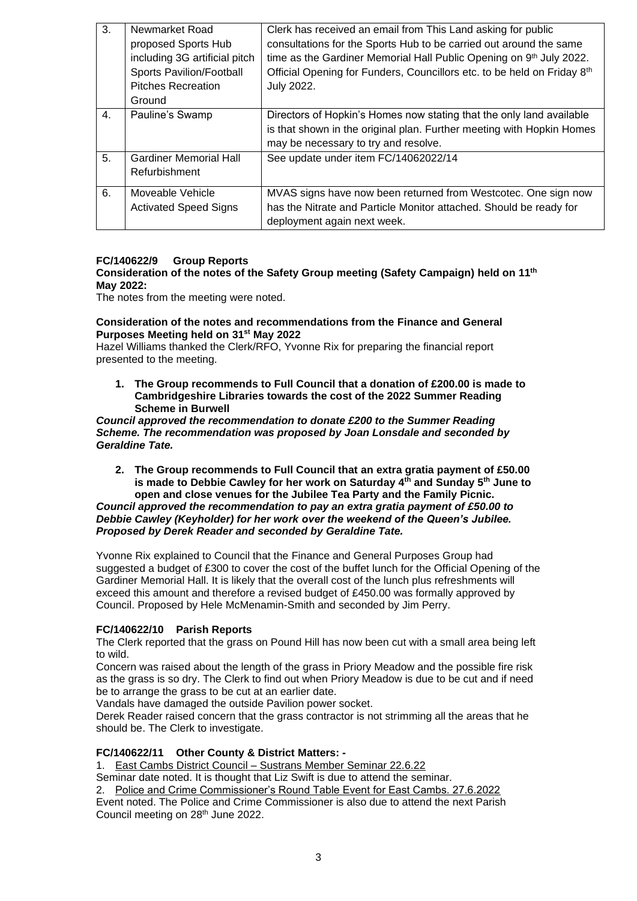| 3. | Newmarket Road proposed Sports Hub including 3G artificial pitch Sports Pavilion/Football Pitches Recreation Ground | Clerk has received an email from This Land asking for public consultations for the Sports Hub to be carried out around the same time as the Gardiner Memorial Hall Public Opening on 9th July 2022. Official Opening for Funders, Councillors etc. to be held on Friday 8th July 2022. |
|---|---|---|
| 4. | Pauline's Swamp | Directors of Hopkin's Homes now stating that the only land available is that shown in the original plan. Further meeting with Hopkin Homes may be necessary to try and resolve. |
| 5. | Gardiner Memorial Hall Refurbishment | See update under item FC/14062022/14 |
| 6. | Moveable Vehicle Activated Speed Signs | MVAS signs have now been returned from Westcotec. One sign now has the Nitrate and Particle Monitor attached. Should be ready for deployment again next week. |

### FC/140622/9 Group Reports

**Consideration of the notes of the Safety Group meeting (Safety Campaign) held on 11th May 2022:**

The notes from the meeting were noted.

**Consideration of the notes and recommendations from the Finance and General Purposes Meeting held on 31st May 2022**

Hazel Williams thanked the Clerk/RFO, Yvonne Rix for preparing the financial report presented to the meeting.

1. **The Group recommends to Full Council that a donation of £200.00 is made to Cambridgeshire Libraries towards the cost of the 2022 Summer Reading Scheme in Burwell**

***Council approved the recommendation to donate £200 to the Summer Reading Scheme. The recommendation was proposed by Joan Lonsdale and seconded by Geraldine Tate.***

2. **The Group recommends to Full Council that an extra gratia payment of £50.00 is made to Debbie Cawley for her work on Saturday 4th and Sunday 5th June to open and close venues for the Jubilee Tea Party and the Family Picnic.**

***Council approved the recommendation to pay an extra gratia payment of £50.00 to Debbie Cawley (Keyholder) for her work over the weekend of the Queen's Jubilee. Proposed by Derek Reader and seconded by Geraldine Tate.***

Yvonne Rix explained to Council that the Finance and General Purposes Group had suggested a budget of £300 to cover the cost of the buffet lunch for the Official Opening of the Gardiner Memorial Hall. It is likely that the overall cost of the lunch plus refreshments will exceed this amount and therefore a revised budget of £450.00 was formally approved by Council. Proposed by Hele McMenamin-Smith and seconded by Jim Perry.

### FC/140622/10 Parish Reports

The Clerk reported that the grass on Pound Hill has now been cut with a small area being left to wild.

Concern was raised about the length of the grass in Priory Meadow and the possible fire risk as the grass is so dry. The Clerk to find out when Priory Meadow is due to be cut and if need be to arrange the grass to be cut at an earlier date.

Vandals have damaged the outside Pavilion power socket.

Derek Reader raised concern that the grass contractor is not strimming all the areas that he should be. The Clerk to investigate.

### FC/140622/11 Other County & District Matters: -

1. East Cambs District Council – Sustrans Member Seminar 22.6.22

Seminar date noted. It is thought that Liz Swift is due to attend the seminar.

2. Police and Crime Commissioner's Round Table Event for East Cambs. 27.6.2022

Event noted. The Police and Crime Commissioner is also due to attend the next Parish Council meeting on 28th June 2022.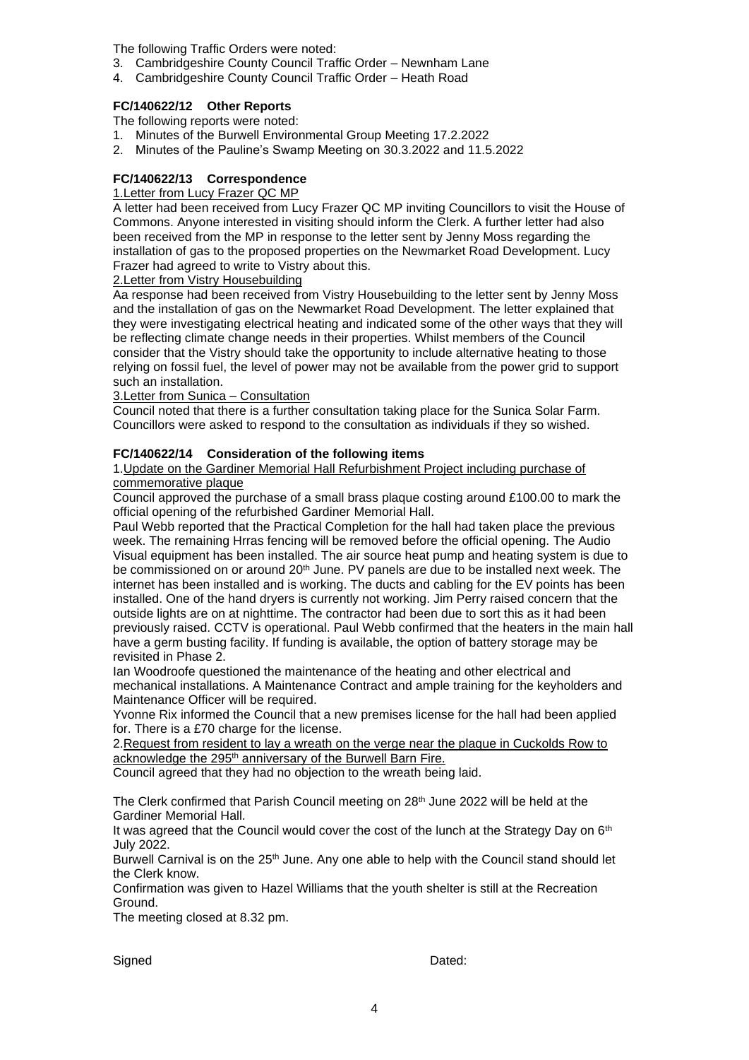The following Traffic Orders were noted:

3. Cambridgeshire County Council Traffic Order – Newnham Lane
4. Cambridgeshire County Council Traffic Order – Heath Road

**FC/140622/12 Other Reports**

The following reports were noted:

1. Minutes of the Burwell Environmental Group Meeting 17.2.2022
2. Minutes of the Pauline's Swamp Meeting on 30.3.2022 and 11.5.2022

**FC/140622/13 Correspondence**

1.Letter from Lucy Frazer QC MP

A letter had been received from Lucy Frazer QC MP inviting Councillors to visit the House of Commons. Anyone interested in visiting should inform the Clerk. A further letter had also been received from the MP in response to the letter sent by Jenny Moss regarding the installation of gas to the proposed properties on the Newmarket Road Development. Lucy Frazer had agreed to write to Vistry about this.

2.Letter from Vistry Housebuilding

Aa response had been received from Vistry Housebuilding to the letter sent by Jenny Moss and the installation of gas on the Newmarket Road Development. The letter explained that they were investigating electrical heating and indicated some of the other ways that they will be reflecting climate change needs in their properties. Whilst members of the Council consider that the Vistry should take the opportunity to include alternative heating to those relying on fossil fuel, the level of power may not be available from the power grid to support such an installation.

3.Letter from Sunica – Consultation

Council noted that there is a further consultation taking place for the Sunica Solar Farm. Councillors were asked to respond to the consultation as individuals if they so wished.

**FC/140622/14 Consideration of the following items**

1.Update on the Gardiner Memorial Hall Refurbishment Project including purchase of commemorative plaque

Council approved the purchase of a small brass plaque costing around £100.00 to mark the official opening of the refurbished Gardiner Memorial Hall.

Paul Webb reported that the Practical Completion for the hall had taken place the previous week. The remaining Hrras fencing will be removed before the official opening. The Audio Visual equipment has been installed. The air source heat pump and heating system is due to be commissioned on or around 20th June. PV panels are due to be installed next week. The internet has been installed and is working. The ducts and cabling for the EV points has been installed. One of the hand dryers is currently not working. Jim Perry raised concern that the outside lights are on at nighttime. The contractor had been due to sort this as it had been previously raised. CCTV is operational. Paul Webb confirmed that the heaters in the main hall have a germ busting facility. If funding is available, the option of battery storage may be revisited in Phase 2.

Ian Woodroofe questioned the maintenance of the heating and other electrical and mechanical installations. A Maintenance Contract and ample training for the keyholders and Maintenance Officer will be required.

Yvonne Rix informed the Council that a new premises license for the hall had been applied for. There is a £70 charge for the license.

2.Request from resident to lay a wreath on the verge near the plaque in Cuckolds Row to acknowledge the 295th anniversary of the Burwell Barn Fire.

Council agreed that they had no objection to the wreath being laid.

The Clerk confirmed that Parish Council meeting on 28th June 2022 will be held at the Gardiner Memorial Hall.

It was agreed that the Council would cover the cost of the lunch at the Strategy Day on 6th July 2022.

Burwell Carnival is on the 25th June. Any one able to help with the Council stand should let the Clerk know.

Confirmation was given to Hazel Williams that the youth shelter is still at the Recreation Ground.

The meeting closed at 8.32 pm.

Signed Dated: